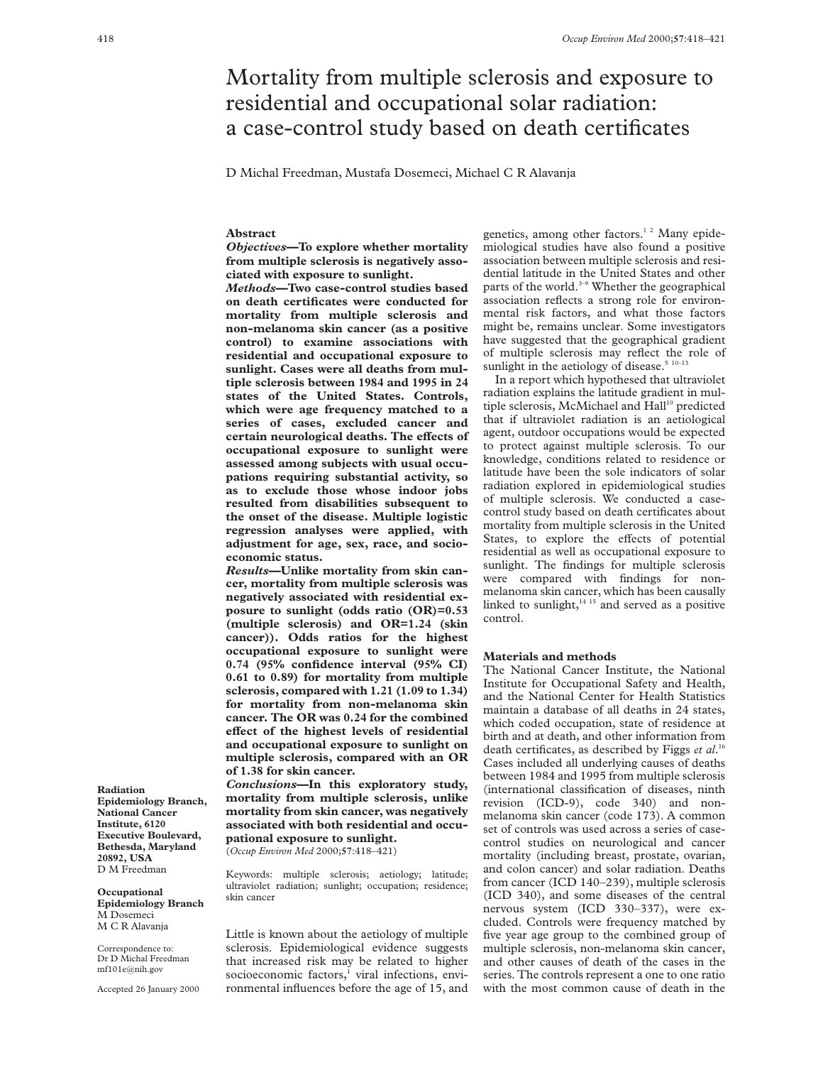# Mortality from multiple sclerosis and exposure to residential and occupational solar radiation: a case-control study based on death certificates

D Michal Freedman, Mustafa Dosemeci, Michael C R Alavanja

## Abstract

***Objectives*—To explore whether mortality from multiple sclerosis is negatively associated with exposure to sunlight.**

***Methods*—Two case-control studies based on death certificates were conducted for mortality from multiple sclerosis and non-melanoma skin cancer (as a positive control) to examine associations with residential and occupational exposure to sunlight. Cases were all deaths from multiple sclerosis between 1984 and 1995 in 24 states of the United States. Controls, which were age frequency matched to a series of cases, excluded cancer and certain neurological deaths. The effects of occupational exposure to sunlight were assessed among subjects with usual occupations requiring substantial activity, so as to exclude those whose indoor jobs resulted from disabilities subsequent to the onset of the disease. Multiple logistic regression analyses were applied, with adjustment for age, sex, race, and socioeconomic status.**

***Results*—Unlike mortality from skin cancer, mortality from multiple sclerosis was negatively associated with residential exposure to sunlight (odds ratio (OR)=0.53 (multiple sclerosis) and OR=1.24 (skin cancer)). Odds ratios for the highest occupational exposure to sunlight were 0.74 (95% confidence interval (95% CI) 0.61 to 0.89) for mortality from multiple sclerosis, compared with 1.21 (1.09 to 1.34) for mortality from non-melanoma skin cancer. The OR was 0.24 for the combined effect of the highest levels of residential and occupational exposure to sunlight on multiple sclerosis, compared with an OR of 1.38 for skin cancer.**

***Conclusions*—In this exploratory study, mortality from multiple sclerosis, unlike mortality from skin cancer, was negatively associated with both residential and occupational exposure to sunlight.**

(*Occup Environ Med* 2000;**57**:418–421)

Keywords: multiple sclerosis; aetiology; latitude; ultraviolet radiation; sunlight; occupation; residence; skin cancer

**Radiation Epidemiology Branch, National Cancer Institute, 6120 Executive Boulevard, Bethesda, Maryland 20892, USA**
D M Freedman

**Occupational Epidemiology Branch**
M Dosemeci
M C R Alavanja

Correspondence to:
Dr D Michal Freedman
mf101e@nih.gov

Accepted 26 January 2000

Little is known about the aetiology of multiple sclerosis. Epidemiological evidence suggests that increased risk may be related to higher socioeconomic factors,[1] viral infections, environmental influences before the age of 15, and genetics, among other factors.[1 2] Many epidemiological studies have also found a positive association between multiple sclerosis and residential latitude in the United States and other parts of the world.[3–9] Whether the geographical association reflects a strong role for environmental risk factors, and what those factors might be, remains unclear. Some investigators have suggested that the geographical gradient of multiple sclerosis may reflect the role of sunlight in the aetiology of disease.[5 10–13]

In a report which hypothesed that ultraviolet radiation explains the latitude gradient in multiple sclerosis, McMichael and Hall[10] predicted that if ultraviolet radiation is an aetiological agent, outdoor occupations would be expected to protect against multiple sclerosis. To our knowledge, conditions related to residence or latitude have been the sole indicators of solar radiation explored in epidemiological studies of multiple sclerosis. We conducted a case-control study based on death certificates about mortality from multiple sclerosis in the United States, to explore the effects of potential residential as well as occupational exposure to sunlight. The findings for multiple sclerosis were compared with findings for non-melanoma skin cancer, which has been causally linked to sunlight,[14 15] and served as a positive control.

## Materials and methods

The National Cancer Institute, the National Institute for Occupational Safety and Health, and the National Center for Health Statistics maintain a database of all deaths in 24 states, which coded occupation, state of residence at birth and at death, and other information from death certificates, as described by Figgs *et al*.[16] Cases included all underlying causes of deaths between 1984 and 1995 from multiple sclerosis (international classification of diseases, ninth revision (ICD-9), code 340) and non-melanoma skin cancer (code 173). A common set of controls was used across a series of case-control studies on neurological and cancer mortality (including breast, prostate, ovarian, and colon cancer) and solar radiation. Deaths from cancer (ICD 140–239), multiple sclerosis (ICD 340), and some diseases of the central nervous system (ICD 330–337), were excluded. Controls were frequency matched by five year age group to the combined group of multiple sclerosis, non-melanoma skin cancer, and other causes of death of the cases in the series. The controls represent a one to one ratio with the most common cause of death in the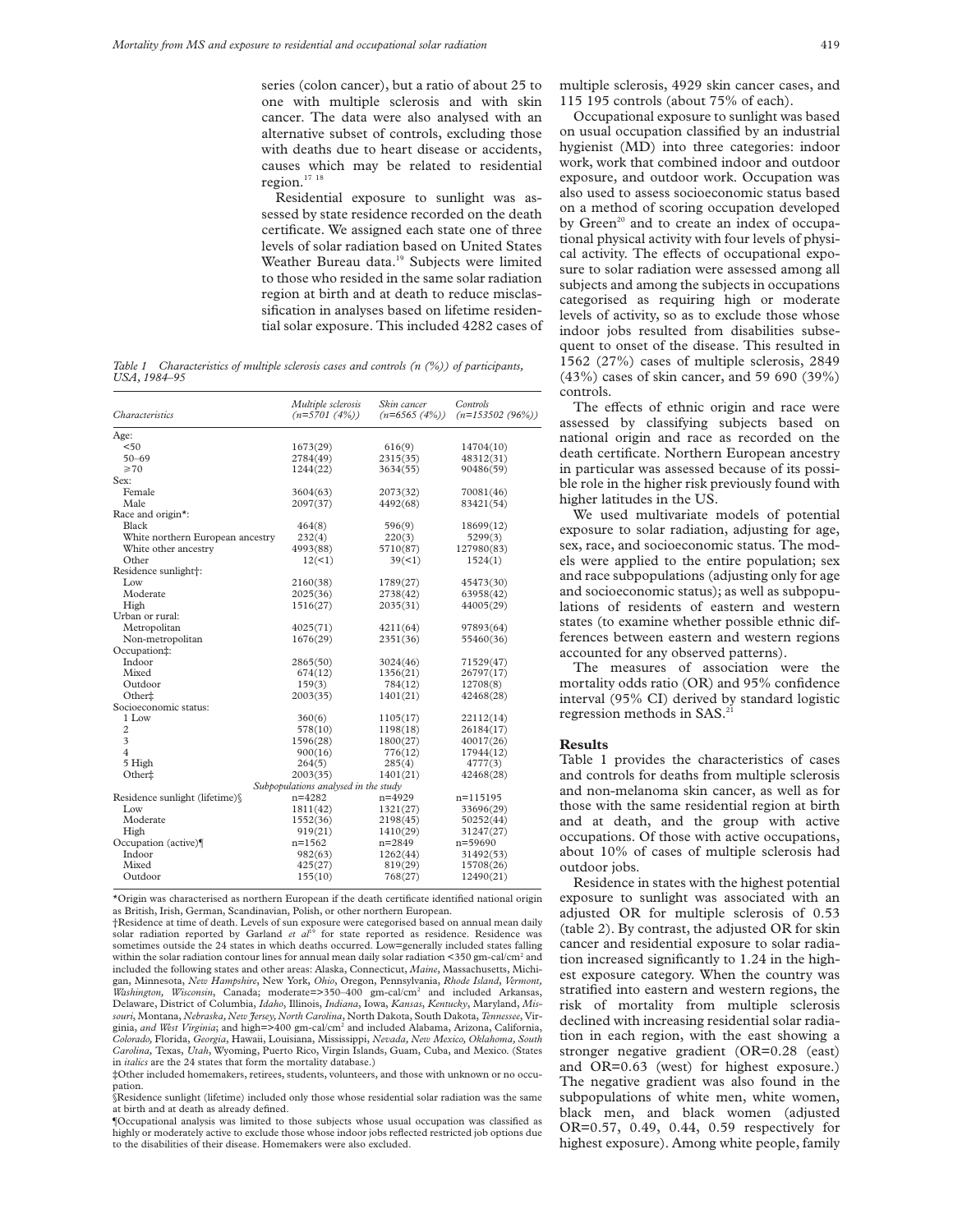series (colon cancer), but a ratio of about 25 to one with multiple sclerosis and with skin cancer. The data were also analysed with an alternative subset of controls, excluding those with deaths due to heart disease or accidents, causes which may be related to residential region.[17 18]

Residential exposure to sunlight was assessed by state residence recorded on the death certificate. We assigned each state one of three levels of solar radiation based on United States Weather Bureau data.[19] Subjects were limited to those who resided in the same solar radiation region at birth and at death to reduce misclassification in analyses based on lifetime residential solar exposure. This included 4282 cases of multiple sclerosis, 4929 skin cancer cases, and 115 195 controls (about 75% of each).

*Table 1 Characteristics of multiple sclerosis cases and controls (n (%)) of participants, USA, 1984–95*

| Characteristics | Multiple sclerosis (n=5701 (4%)) | Skin cancer (n=6565 (4%)) | Controls (n=153502 (96%)) |
|---|---|---|---|
| Age: | | | |
| <50 | 1673(29) | 616(9) | 14704(10) |
| 50–69 | 2784(49) | 2315(35) | 48312(31) |
| ⩾70 | 1244(22) | 3634(55) | 90486(59) |
| Sex: | | | |
| Female | 3604(63) | 2073(32) | 70081(46) |
| Male | 2097(37) | 4492(68) | 83421(54) |
| Race and origin*: | | | |
| Black | 464(8) | 596(9) | 18699(12) |
| White northern European ancestry | 232(4) | 220(3) | 5299(3) |
| White other ancestry | 4993(88) | 5710(87) | 127980(83) |
| Other | 12(<1) | 39(<1) | 1524(1) |
| Residence sunlight†: | | | |
| Low | 2160(38) | 1789(27) | 45473(30) |
| Moderate | 2025(36) | 2738(42) | 63958(42) |
| High | 1516(27) | 2035(31) | 44005(29) |
| Urban or rural: | | | |
| Metropolitan | 4025(71) | 4211(64) | 97893(64) |
| Non-metropolitan | 1676(29) | 2351(36) | 55460(36) |
| Occupation‡: | | | |
| Indoor | 2865(50) | 3024(46) | 71529(47) |
| Mixed | 674(12) | 1356(21) | 26797(17) |
| Outdoor | 159(3) | 784(12) | 12708(8) |
| Other‡ | 2003(35) | 1401(21) | 42468(28) |
| Socioeconomic status: | | | |
| 1 Low | 360(6) | 1105(17) | 22112(14) |
| 2 | 578(10) | 1198(18) | 26184(17) |
| 3 | 1596(28) | 1800(27) | 40017(26) |
| 4 | 900(16) | 776(12) | 17944(12) |
| 5 High | 264(5) | 285(4) | 4777(3) |
| Other‡ | 2003(35) | 1401(21) | 42468(28) |
| *Subpopulations analysed in the study* | | | |
| Residence sunlight (lifetime)§ | n=4282 | n=4929 | n=115195 |
| Low | 1811(42) | 1321(27) | 33696(29) |
| Moderate | 1552(36) | 2198(45) | 50252(44) |
| High | 919(21) | 1410(29) | 31247(27) |
| Occupation (active)¶ | n=1562 | n=2849 | n=59690 |
| Indoor | 982(63) | 1262(44) | 31492(53) |
| Mixed | 425(27) | 819(29) | 15708(26) |
| Outdoor | 155(10) | 768(27) | 12490(21) |

*Origin was characterised as northern European if the death certificate identified national origin as British, Irish, German, Scandinavian, Polish, or other northern European.

†Residence at time of death. Levels of sun exposure were categorised based on annual mean daily solar radiation reported by Garland *et al*[19] for state reported as residence. Residence was sometimes outside the 24 states in which deaths occurred. Low=generally included states falling within the solar radiation contour lines for annual mean daily solar radiation <350 gm-cal/cm² and included the following states and other areas: Alaska, Connecticut, *Maine*, Massachusetts, Michigan, Minnesota, *New Hampshire*, New York, *Ohio*, Oregon, Pennsylvania, *Rhode Island*, *Vermont*, *Washington, Wisconsin*, Canada; moderate=>350–400 gm-cal/cm² and included Arkansas, Delaware, District of Columbia, *Idaho*, Illinois, *Indiana*, Iowa, *Kansas*, *Kentucky*, Maryland, *Missouri*, Montana, *Nebraska, New Jersey, North Carolina*, North Dakota, South Dakota, *Tennessee*, Virginia, *and West Virginia*; and high=>400 gm-cal/cm² and included Alabama, Arizona, California, *Colorado,* Florida, *Georgia*, Hawaii, Louisiana, Mississippi, *Nevada, New Mexico, Oklahoma, South Carolina,* Texas, *Utah*, Wyoming, Puerto Rico, Virgin Islands, Guam, Cuba, and Mexico. (States in *italics* are the 24 states that form the mortality database.)

‡Other included homemakers, retirees, students, volunteers, and those with unknown or no occupation.

§Residence sunlight (lifetime) included only those whose residential solar radiation was the same at birth and at death as already defined.

¶Occupational analysis was limited to those subjects whose usual occupation was classified as highly or moderately active to exclude those whose indoor jobs reflected restricted job options due to the disabilities of their disease. Homemakers were also excluded.

Occupational exposure to sunlight was based on usual occupation classified by an industrial hygienist (MD) into three categories: indoor work, work that combined indoor and outdoor exposure, and outdoor work. Occupation was also used to assess socioeconomic status based on a method of scoring occupation developed by Green[20] and to create an index of occupational physical activity with four levels of physical activity. The effects of occupational exposure to solar radiation were assessed among all subjects and among the subjects in occupations categorised as requiring high or moderate levels of activity, so as to exclude those whose indoor jobs resulted from disabilities subsequent to onset of the disease. This resulted in 1562 (27%) cases of multiple sclerosis, 2849 (43%) cases of skin cancer, and 59 690 (39%) controls.

The effects of ethnic origin and race were assessed by classifying subjects based on national origin and race as recorded on the death certificate. Northern European ancestry in particular was assessed because of its possible role in the higher risk previously found with higher latitudes in the US.

We used multivariate models of potential exposure to solar radiation, adjusting for age, sex, race, and socioeconomic status. The models were applied to the entire population; sex and race subpopulations (adjusting only for age and socioeconomic status); as well as subpopulations of residents of eastern and western states (to examine whether possible ethnic differences between eastern and western regions accounted for any observed patterns).

The measures of association were the mortality odds ratio (OR) and 95% confidence interval (95% CI) derived by standard logistic regression methods in SAS.[21]

## Results

Table 1 provides the characteristics of cases and controls for deaths from multiple sclerosis and non-melanoma skin cancer, as well as for those with the same residential region at birth and at death, and the group with active occupations. Of those with active occupations, about 10% of cases of multiple sclerosis had outdoor jobs.

Residence in states with the highest potential exposure to sunlight was associated with an adjusted OR for multiple sclerosis of 0.53 (table 2). By contrast, the adjusted OR for skin cancer and residential exposure to solar radiation increased significantly to 1.24 in the highest exposure category. When the country was stratified into eastern and western regions, the risk of mortality from multiple sclerosis declined with increasing residential solar radiation in each region, with the east showing a stronger negative gradient (OR=0.28 (east) and OR=0.63 (west) for highest exposure.) The negative gradient was also found in the subpopulations of white men, white women, black men, and black women (adjusted OR=0.57, 0.49, 0.44, 0.59 respectively for highest exposure). Among white people, family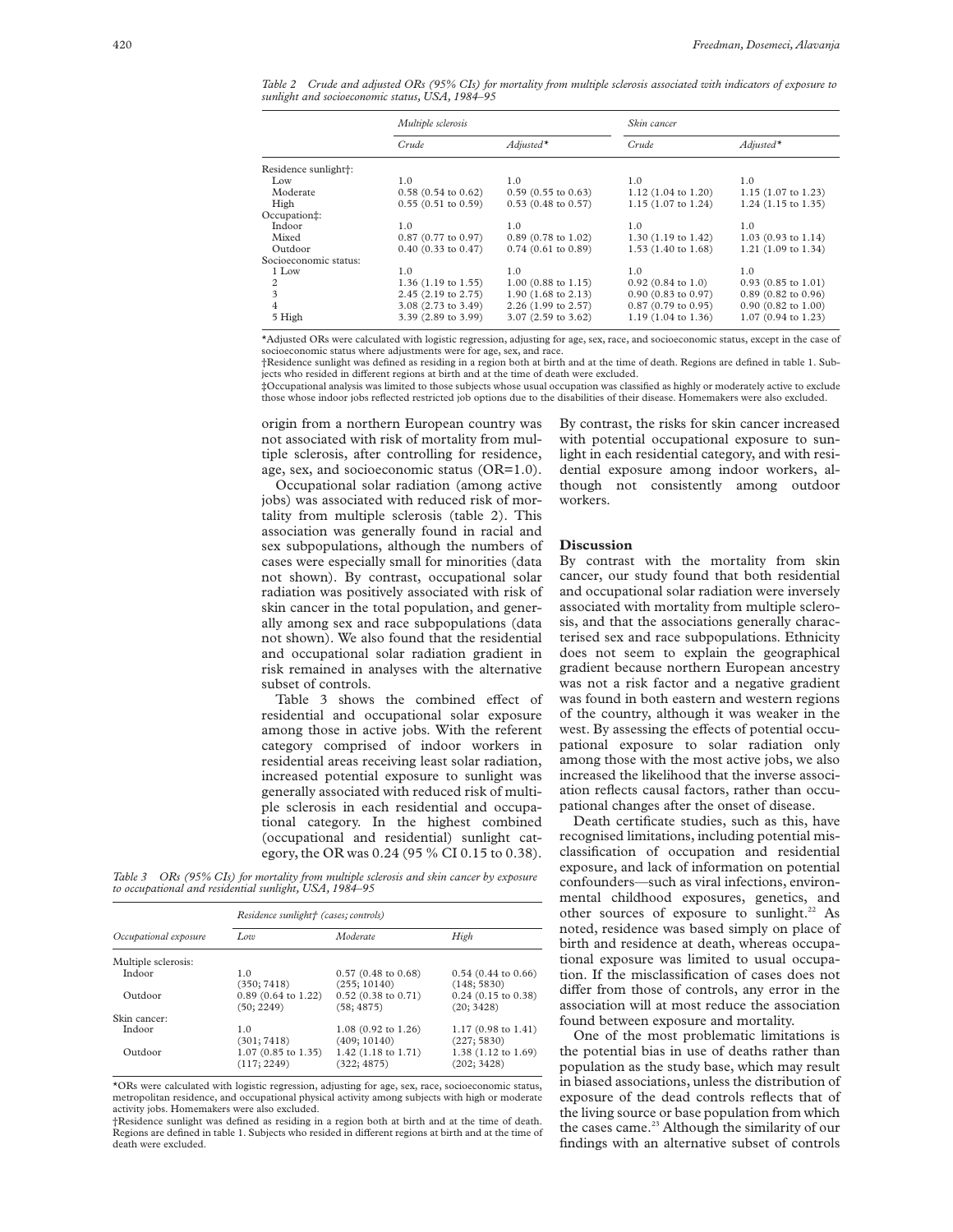*Table 2 Crude and adjusted ORs (95% CIs) for mortality from multiple sclerosis associated with indicators of exposure to sunlight and socioeconomic status, USA, 1984–95*

| | Multiple sclerosis | | Skin cancer | |
|---|---|---|---|---|
| | *Crude* | *Adjusted** | *Crude* | *Adjusted** |
| Residence sunlight†: | | | | |
| Low | 1.0 | 1.0 | 1.0 | 1.0 |
| Moderate | 0.58 (0.54 to 0.62) | 0.59 (0.55 to 0.63) | 1.12 (1.04 to 1.20) | 1.15 (1.07 to 1.23) |
| High | 0.55 (0.51 to 0.59) | 0.53 (0.48 to 0.57) | 1.15 (1.07 to 1.24) | 1.24 (1.15 to 1.35) |
| Occupation‡: | | | | |
| Indoor | 1.0 | 1.0 | 1.0 | 1.0 |
| Mixed | 0.87 (0.77 to 0.97) | 0.89 (0.78 to 1.02) | 1.30 (1.19 to 1.42) | 1.03 (0.93 to 1.14) |
| Outdoor | 0.40 (0.33 to 0.47) | 0.74 (0.61 to 0.89) | 1.53 (1.40 to 1.68) | 1.21 (1.09 to 1.34) |
| Socioeconomic status: | | | | |
| 1 Low | 1.0 | 1.0 | 1.0 | 1.0 |
| 2 | 1.36 (1.19 to 1.55) | 1.00 (0.88 to 1.15) | 0.92 (0.84 to 1.0) | 0.93 (0.85 to 1.01) |
| 3 | 2.45 (2.19 to 2.75) | 1.90 (1.68 to 2.13) | 0.90 (0.83 to 0.97) | 0.89 (0.82 to 0.96) |
| 4 | 3.08 (2.73 to 3.49) | 2.26 (1.99 to 2.57) | 0.87 (0.79 to 0.95) | 0.90 (0.82 to 1.00) |
| 5 High | 3.39 (2.89 to 3.99) | 3.07 (2.59 to 3.62) | 1.19 (1.04 to 1.36) | 1.07 (0.94 to 1.23) |

*Adjusted ORs were calculated with logistic regression, adjusting for age, sex, race, and socioeconomic status, except in the case of socioeconomic status where adjustments were for age, sex, and race.
†Residence sunlight was defined as residing in a region both at birth and at the time of death. Regions are defined in table 1. Subjects who resided in different regions at birth and at the time of death were excluded.
‡Occupational analysis was limited to those subjects whose usual occupation was classified as highly or moderately active to exclude those whose indoor jobs reflected restricted job options due to the disabilities of their disease. Homemakers were also excluded.

origin from a northern European country was not associated with risk of mortality from multiple sclerosis, after controlling for residence, age, sex, and socioeconomic status (OR=1.0).

Occupational solar radiation (among active jobs) was associated with reduced risk of mortality from multiple sclerosis (table 2). This association was generally found in racial and sex subpopulations, although the numbers of cases were especially small for minorities (data not shown). By contrast, occupational solar radiation was positively associated with risk of skin cancer in the total population, and generally among sex and race subpopulations (data not shown). We also found that the residential and occupational solar radiation gradient in risk remained in analyses with the alternative subset of controls.

Table 3 shows the combined effect of residential and occupational solar exposure among those in active jobs. With the referent category comprised of indoor workers in residential areas receiving least solar radiation, increased potential exposure to sunlight was generally associated with reduced risk of multiple sclerosis in each residential and occupational category. In the highest combined (occupational and residential) sunlight category, the OR was 0.24 (95 % CI 0.15 to 0.38).

*Table 3 ORs (95% CIs) for mortality from multiple sclerosis and skin cancer by exposure to occupational and residential sunlight, USA, 1984–95*

| | Residence sunlight† (cases; controls) | | |
|---|---|---|---|
| *Occupational exposure* | *Low* | *Moderate* | *High* |
| Multiple sclerosis: | | | |
| Indoor | 1.0 (350; 7418) | 0.57 (0.48 to 0.68) (255; 10140) | 0.54 (0.44 to 0.66) (148; 5830) |
| Outdoor | 0.89 (0.64 to 1.22) (50; 2249) | 0.52 (0.38 to 0.71) (58; 4875) | 0.24 (0.15 to 0.38) (20; 3428) |
| Skin cancer: | | | |
| Indoor | 1.0 (301; 7418) | 1.08 (0.92 to 1.26) (409; 10140) | 1.17 (0.98 to 1.41) (227; 5830) |
| Outdoor | 1.07 (0.85 to 1.35) (117; 2249) | 1.42 (1.18 to 1.71) (322; 4875) | 1.38 (1.12 to 1.69) (202; 3428) |

*ORs were calculated with logistic regression, adjusting for age, sex, race, socioeconomic status, metropolitan residence, and occupational physical activity among subjects with high or moderate activity jobs. Homemakers were also excluded.
†Residence sunlight was defined as residing in a region both at birth and at the time of death. Regions are defined in table 1. Subjects who resided in different regions at birth and at the time of death were excluded.

By contrast, the risks for skin cancer increased with potential occupational exposure to sunlight in each residential category, and with residential exposure among indoor workers, although not consistently among outdoor workers.

## Discussion

By contrast with the mortality from skin cancer, our study found that both residential and occupational solar radiation were inversely associated with mortality from multiple sclerosis, and that the associations generally characterised sex and race subpopulations. Ethnicity does not seem to explain the geographical gradient because northern European ancestry was not a risk factor and a negative gradient was found in both eastern and western regions of the country, although it was weaker in the west. By assessing the effects of potential occupational exposure to solar radiation only among those with the most active jobs, we also increased the likelihood that the inverse association reflects causal factors, rather than occupational changes after the onset of disease.

Death certificate studies, such as this, have recognised limitations, including potential misclassification of occupation and residential exposure, and lack of information on potential confounders—such as viral infections, environmental childhood exposures, genetics, and other sources of exposure to sunlight.[22] As noted, residence was based simply on place of birth and residence at death, whereas occupational exposure was limited to usual occupation. If the misclassification of cases does not differ from those of controls, any error in the association will at most reduce the association found between exposure and mortality.

One of the most problematic limitations is the potential bias in use of deaths rather than population as the study base, which may result in biased associations, unless the distribution of exposure of the dead controls reflects that of the living source or base population from which the cases came.[23] Although the similarity of our findings with an alternative subset of controls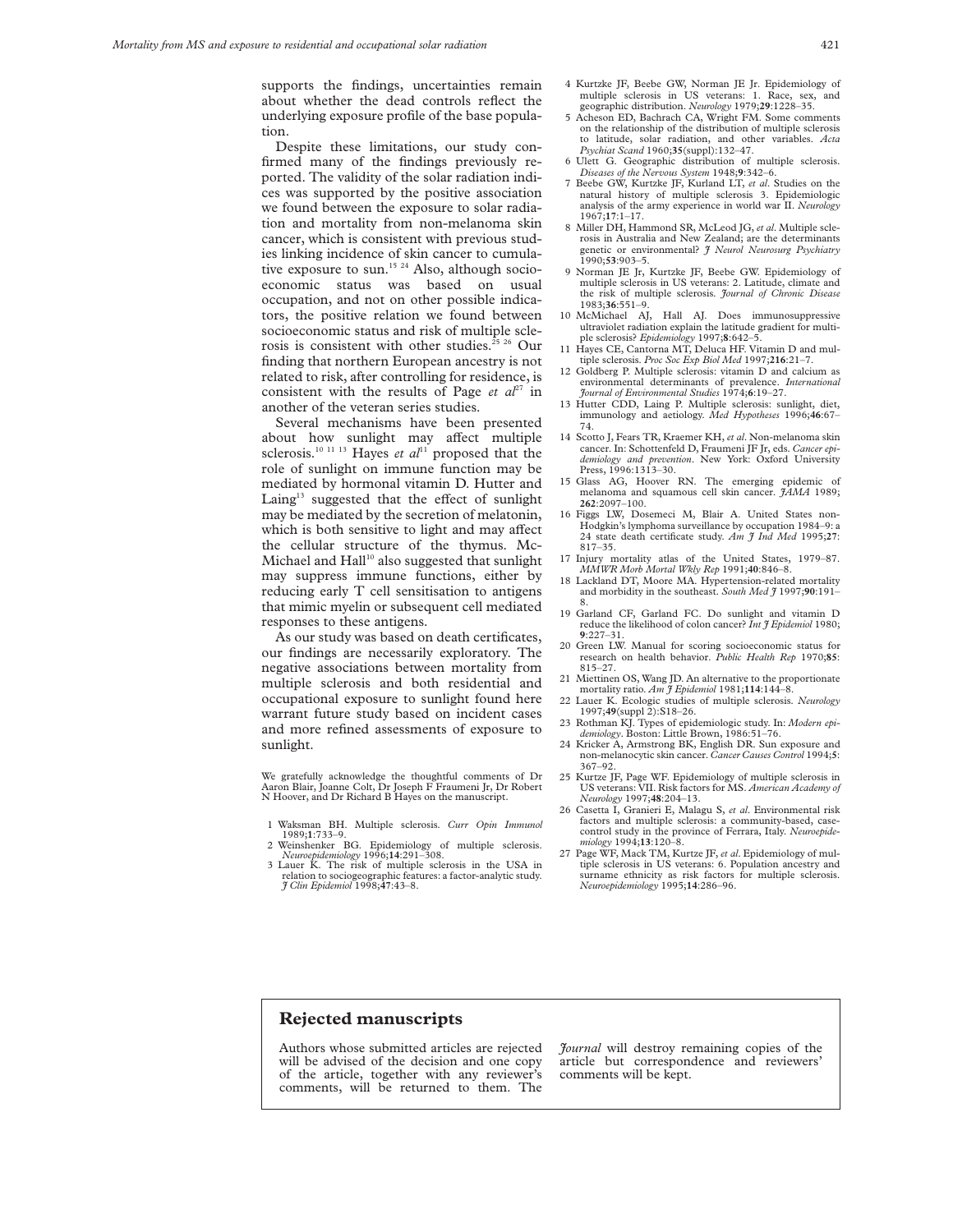supports the findings, uncertainties remain about whether the dead controls reflect the underlying exposure profile of the base population.

Despite these limitations, our study confirmed many of the findings previously reported. The validity of the solar radiation indices was supported by the positive association we found between the exposure to solar radiation and mortality from non-melanoma skin cancer, which is consistent with previous studies linking incidence of skin cancer to cumulative exposure to sun.[15 24] Also, although socioeconomic status was based on usual occupation, and not on other possible indicators, the positive relation we found between socioeconomic status and risk of multiple sclerosis is consistent with other studies.[25 26] Our finding that northern European ancestry is not related to risk, after controlling for residence, is consistent with the results of Page *et al*[27] in another of the veteran series studies.

Several mechanisms have been presented about how sunlight may affect multiple sclerosis.[10 11 13] Hayes *et al*[11] proposed that the role of sunlight on immune function may be mediated by hormonal vitamin D. Hutter and Laing[13] suggested that the effect of sunlight may be mediated by the secretion of melatonin, which is both sensitive to light and may affect the cellular structure of the thymus. McMichael and Hall[10] also suggested that sunlight may suppress immune functions, either by reducing early T cell sensitisation to antigens that mimic myelin or subsequent cell mediated responses to these antigens.

As our study was based on death certificates, our findings are necessarily exploratory. The negative associations between mortality from multiple sclerosis and both residential and occupational exposure to sunlight found here warrant future study based on incident cases and more refined assessments of exposure to sunlight.

We gratefully acknowledge the thoughtful comments of Dr Aaron Blair, Joanne Colt, Dr Joseph F Fraumeni Jr, Dr Robert N Hoover, and Dr Richard B Hayes on the manuscript.

1 Waksman BH. Multiple sclerosis. *Curr Opin Immunol* 1989;**1**:733–9.
2 Weinshenker BG. Epidemiology of multiple sclerosis. *Neuroepidemiology* 1996;**14**:291–308.
3 Lauer K. The risk of multiple sclerosis in the USA in relation to sociogeographic features: a factor-analytic study. *J Clin Epidemiol* 1998;**47**:43–8.
4 Kurtzke JF, Beebe GW, Norman JE Jr. Epidemiology of multiple sclerosis in US veterans: 1. Race, sex, and geographic distribution. *Neurology* 1979;**29**:1228–35.
5 Acheson ED, Bachrach CA, Wright FM. Some comments on the relationship of the distribution of multiple sclerosis to latitude, solar radiation, and other variables. *Acta Psychiat Scand* 1960;**35**(suppl):132–47.
6 Ulett G. Geographic distribution of multiple sclerosis. *Diseases of the Nervous System* 1948;**9**:342–6.
7 Beebe GW, Kurtzke JF, Kurland LT, *et al*. Studies on the natural history of multiple sclerosis 3. Epidemiologic analysis of the army experience in world war II. *Neurology* 1967;**17**:1–17.
8 Miller DH, Hammond SR, McLeod JG, *et al*. Multiple sclerosis in Australia and New Zealand; are the determinants genetic or environmental? *J Neurol Neurosurg Psychiatry* 1990;**53**:903–5.
9 Norman JE Jr, Kurtzke JF, Beebe GW. Epidemiology of multiple sclerosis in US veterans: 2. Latitude, climate and the risk of multiple sclerosis. *Journal of Chronic Disease* 1983;**36**:551–9.
10 McMichael AJ, Hall AJ. Does immunosuppressive ultraviolet radiation explain the latitude gradient for multiple sclerosis? *Epidemiology* 1997;**8**:642–5.
11 Hayes CE, Cantorna MT, Deluca HF. Vitamin D and multiple sclerosis. *Proc Soc Exp Biol Med* 1997;**216**:21–7.
12 Goldberg P. Multiple sclerosis: vitamin D and calcium as environmental determinants of prevalence. *International Journal of Environmental Studies* 1974;**6**:19–27.
13 Hutter CDD, Laing P. Multiple sclerosis: sunlight, diet, immunology and aetiology. *Med Hypotheses* 1996;**46**:67–74.
14 Scotto J, Fears TR, Kraemer KH, *et al*. Non-melanoma skin cancer. In: Schottenfeld D, Fraumeni JF Jr, eds. *Cancer epidemiology and prevention*. New York: Oxford University Press, 1996:1313–30.
15 Glass AG, Hoover RN. The emerging epidemic of melanoma and squamous cell skin cancer. *JAMA* 1989; **262**:2097–100.
16 Figgs LW, Dosemeci M, Blair A. United States non-Hodgkin's lymphoma surveillance by occupation 1984–9: a 24 state death certificate study. *Am J Ind Med* 1995;**27**: 817–35.
17 Injury mortality atlas of the United States, 1979–87. *MMWR Morb Mortal Wkly Rep* 1991;**40**:846–8.
18 Lackland DT, Moore MA. Hypertension-related mortality and morbidity in the southeast. *South Med J* 1997;**90**:191–8.
19 Garland CF, Garland FC. Do sunlight and vitamin D reduce the likelihood of colon cancer? *Int J Epidemiol* 1980; **9**:227–31.
20 Green LW. Manual for scoring socioeconomic status for research on health behavior. *Public Health Rep* 1970;**85**: 815–27.
21 Miettinen OS, Wang JD. An alternative to the proportionate mortality ratio. *Am J Epidemiol* 1981;**114**:144–8.
22 Lauer K. Ecologic studies of multiple sclerosis. *Neurology* 1997;**49**(suppl 2):S18–26.
23 Rothman KJ. Types of epidemiologic study. In: *Modern epidemiology*. Boston: Little Brown, 1986:51–76.
24 Kricker A, Armstrong BK, English DR. Sun exposure and non-melanocytic skin cancer. *Cancer Causes Control* 1994;**5**: 367–92.
25 Kurtze JF, Page WF. Epidemiology of multiple sclerosis in US veterans: VII. Risk factors for MS. *American Academy of Neurology* 1997;**48**:204–13.
26 Casetta I, Granieri E, Malagu S, *et al*. Environmental risk factors and multiple sclerosis: a community-based, case-control study in the province of Ferrara, Italy. *Neuroepidemiology* 1994;**13**:120–8.
27 Page WF, Mack TM, Kurtze JF, *et al*. Epidemiology of multiple sclerosis in US veterans: 6. Population ancestry and surname ethnicity as risk factors for multiple sclerosis. *Neuroepidemiology* 1995;**14**:286–96.

## Rejected manuscripts

Authors whose submitted articles are rejected will be advised of the decision and one copy of the article, together with any reviewer's comments, will be returned to them. The *Journal* will destroy remaining copies of the article but correspondence and reviewers' comments will be kept.